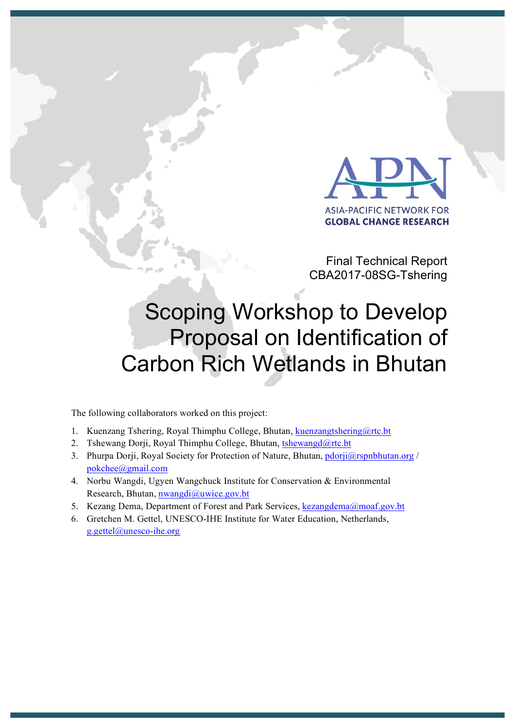APN

ASIA-PACIFIC NETWORK FOR GLOBAL CHANGE RESEARCH

Final Technical Report
CBA2017-08SG-Tshering

# Scoping Workshop to Develop Proposal on Identification of Carbon Rich Wetlands in Bhutan

The following collaborators worked on this project:

1. Kuenzang Tshering, Royal Thimphu College, Bhutan, kuenzangtshering@rtc.bt
2. Tshewang Dorji, Royal Thimphu College, Bhutan, tshewangd@rtc.bt
3. Phurpa Dorji, Royal Society for Protection of Nature, Bhutan, pdorji@rspnbhutan.org / pokchee@gmail.com
4. Norbu Wangdi, Ugyen Wangchuck Institute for Conservation & Environmental Research, Bhutan, nwangdi@uwice.gov.bt
5. Kezang Dema, Department of Forest and Park Services, kezangdema@moaf.gov.bt
6. Gretchen M. Gettel, UNESCO-IHE Institute for Water Education, Netherlands, g.gettel@unesco-ihe.org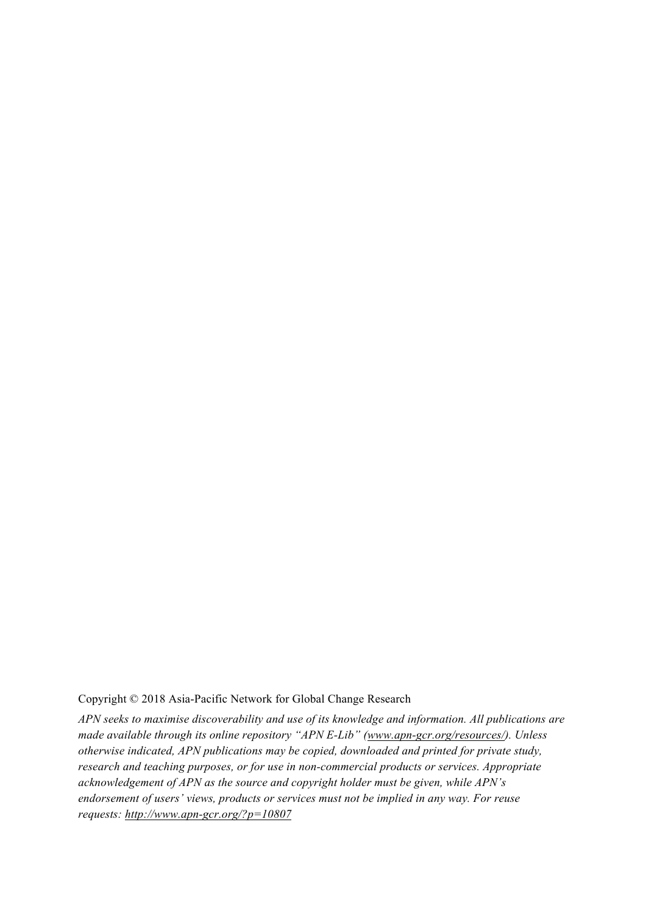Copyright © 2018 Asia-Pacific Network for Global Change Research

*APN seeks to maximise discoverability and use of its knowledge and information. All publications are made available through its online repository "APN E-Lib" ([www.apn-gcr.org/resources/](www.apn-gcr.org/resources/)). Unless otherwise indicated, APN publications may be copied, downloaded and printed for private study, research and teaching purposes, or for use in non-commercial products or services. Appropriate acknowledgement of APN as the source and copyright holder must be given, while APN's endorsement of users' views, products or services must not be implied in any way. For reuse requests: [http://www.apn-gcr.org/?p=10807](http://www.apn-gcr.org/?p=10807)*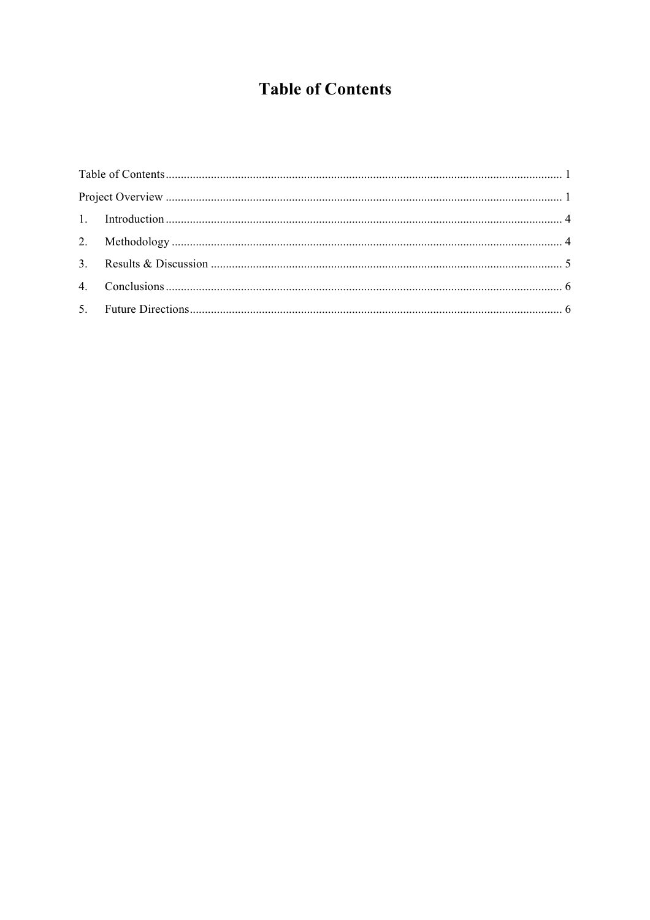# Table of Contents

Table of Contents ..................................................................................................................................... 1

Project Overview ..................................................................................................................................... 1

1. Introduction ......................................................................................................................................... 4
2. Methodology ....................................................................................................................................... 4
3. Results & Discussion .......................................................................................................................... 5
4. Conclusions ......................................................................................................................................... 6
5. Future Directions ................................................................................................................................. 6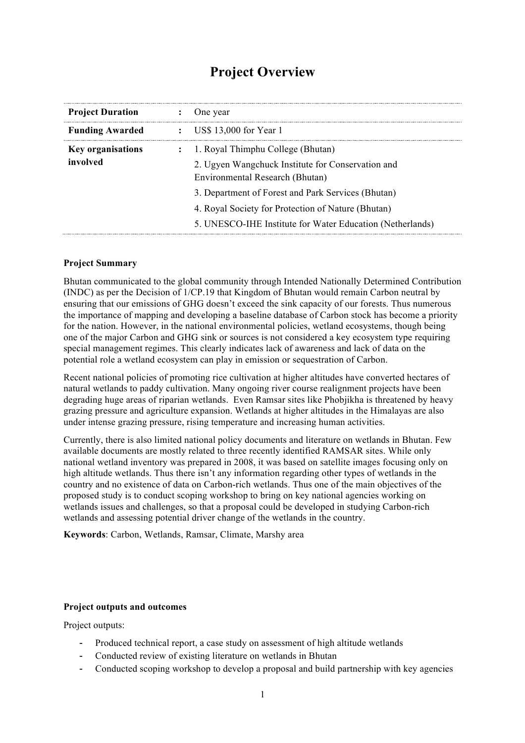# Project Overview

| Project Duration | : | One year |
| --- | --- | --- |
| **Funding Awarded** | : | US$ 13,000 for Year 1 |
| **Key organisations involved** | : | 1. Royal Thimphu College (Bhutan)<br>2. Ugyen Wangchuck Institute for Conservation and Environmental Research (Bhutan)<br>3. Department of Forest and Park Services (Bhutan)<br>4. Royal Society for Protection of Nature (Bhutan)<br>5. UNESCO-IHE Institute for Water Education (Netherlands) |

**Project Summary**

Bhutan communicated to the global community through Intended Nationally Determined Contribution (INDC) as per the Decision of 1/CP.19 that Kingdom of Bhutan would remain Carbon neutral by ensuring that our emissions of GHG doesn't exceed the sink capacity of our forests. Thus numerous the importance of mapping and developing a baseline database of Carbon stock has become a priority for the nation. However, in the national environmental policies, wetland ecosystems, though being one of the major Carbon and GHG sink or sources is not considered a key ecosystem type requiring special management regimes. This clearly indicates lack of awareness and lack of data on the potential role a wetland ecosystem can play in emission or sequestration of Carbon.

Recent national policies of promoting rice cultivation at higher altitudes have converted hectares of natural wetlands to paddy cultivation. Many ongoing river course realignment projects have been degrading huge areas of riparian wetlands. Even Ramsar sites like Phobjikha is threatened by heavy grazing pressure and agriculture expansion. Wetlands at higher altitudes in the Himalayas are also under intense grazing pressure, rising temperature and increasing human activities.

Currently, there is also limited national policy documents and literature on wetlands in Bhutan. Few available documents are mostly related to three recently identified RAMSAR sites. While only national wetland inventory was prepared in 2008, it was based on satellite images focusing only on high altitude wetlands. Thus there isn't any information regarding other types of wetlands in the country and no existence of data on Carbon-rich wetlands. Thus one of the main objectives of the proposed study is to conduct scoping workshop to bring on key national agencies working on wetlands issues and challenges, so that a proposal could be developed in studying Carbon-rich wetlands and assessing potential driver change of the wetlands in the country.

**Keywords**: Carbon, Wetlands, Ramsar, Climate, Marshy area

**Project outputs and outcomes**

Project outputs:

- Produced technical report, a case study on assessment of high altitude wetlands
- Conducted review of existing literature on wetlands in Bhutan
- Conducted scoping workshop to develop a proposal and build partnership with key agencies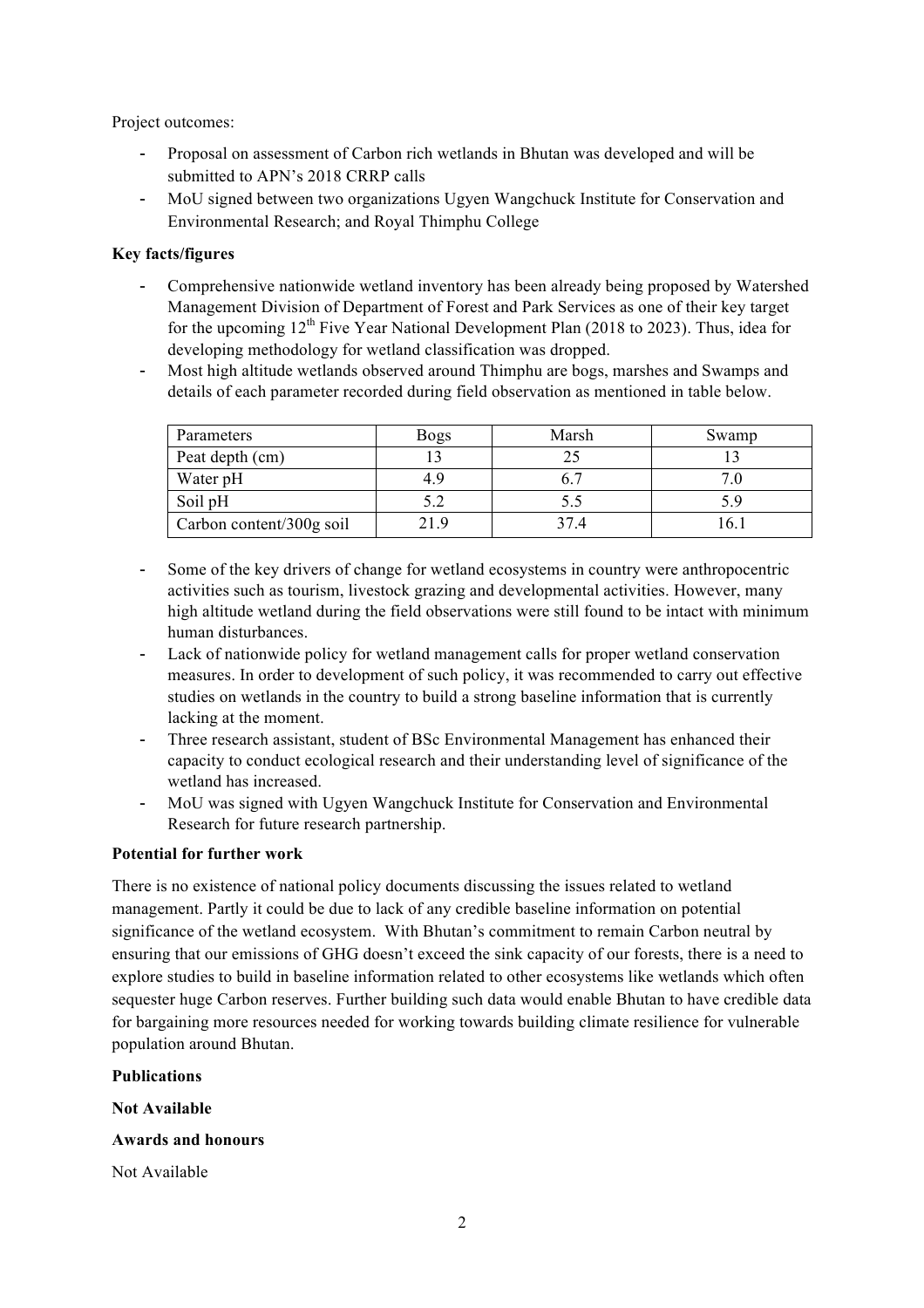Project outcomes:

- Proposal on assessment of Carbon rich wetlands in Bhutan was developed and will be submitted to APN's 2018 CRRP calls
- MoU signed between two organizations Ugyen Wangchuck Institute for Conservation and Environmental Research; and Royal Thimphu College

**Key facts/figures**

- Comprehensive nationwide wetland inventory has been already being proposed by Watershed Management Division of Department of Forest and Park Services as one of their key target for the upcoming 12th Five Year National Development Plan (2018 to 2023). Thus, idea for developing methodology for wetland classification was dropped.
- Most high altitude wetlands observed around Thimphu are bogs, marshes and Swamps and details of each parameter recorded during field observation as mentioned in table below.

| Parameters | Bogs | Marsh | Swamp |
|---|---|---|---|
| Peat depth (cm) | 13 | 25 | 13 |
| Water pH | 4.9 | 6.7 | 7.0 |
| Soil pH | 5.2 | 5.5 | 5.9 |
| Carbon content/300g soil | 21.9 | 37.4 | 16.1 |

- Some of the key drivers of change for wetland ecosystems in country were anthropocentric activities such as tourism, livestock grazing and developmental activities. However, many high altitude wetland during the field observations were still found to be intact with minimum human disturbances.
- Lack of nationwide policy for wetland management calls for proper wetland conservation measures. In order to development of such policy, it was recommended to carry out effective studies on wetlands in the country to build a strong baseline information that is currently lacking at the moment.
- Three research assistant, student of BSc Environmental Management has enhanced their capacity to conduct ecological research and their understanding level of significance of the wetland has increased.
- MoU was signed with Ugyen Wangchuck Institute for Conservation and Environmental Research for future research partnership.

**Potential for further work**

There is no existence of national policy documents discussing the issues related to wetland management. Partly it could be due to lack of any credible baseline information on potential significance of the wetland ecosystem. With Bhutan's commitment to remain Carbon neutral by ensuring that our emissions of GHG doesn't exceed the sink capacity of our forests, there is a need to explore studies to build in baseline information related to other ecosystems like wetlands which often sequester huge Carbon reserves. Further building such data would enable Bhutan to have credible data for bargaining more resources needed for working towards building climate resilience for vulnerable population around Bhutan.

**Publications**

**Not Available**

**Awards and honours**

Not Available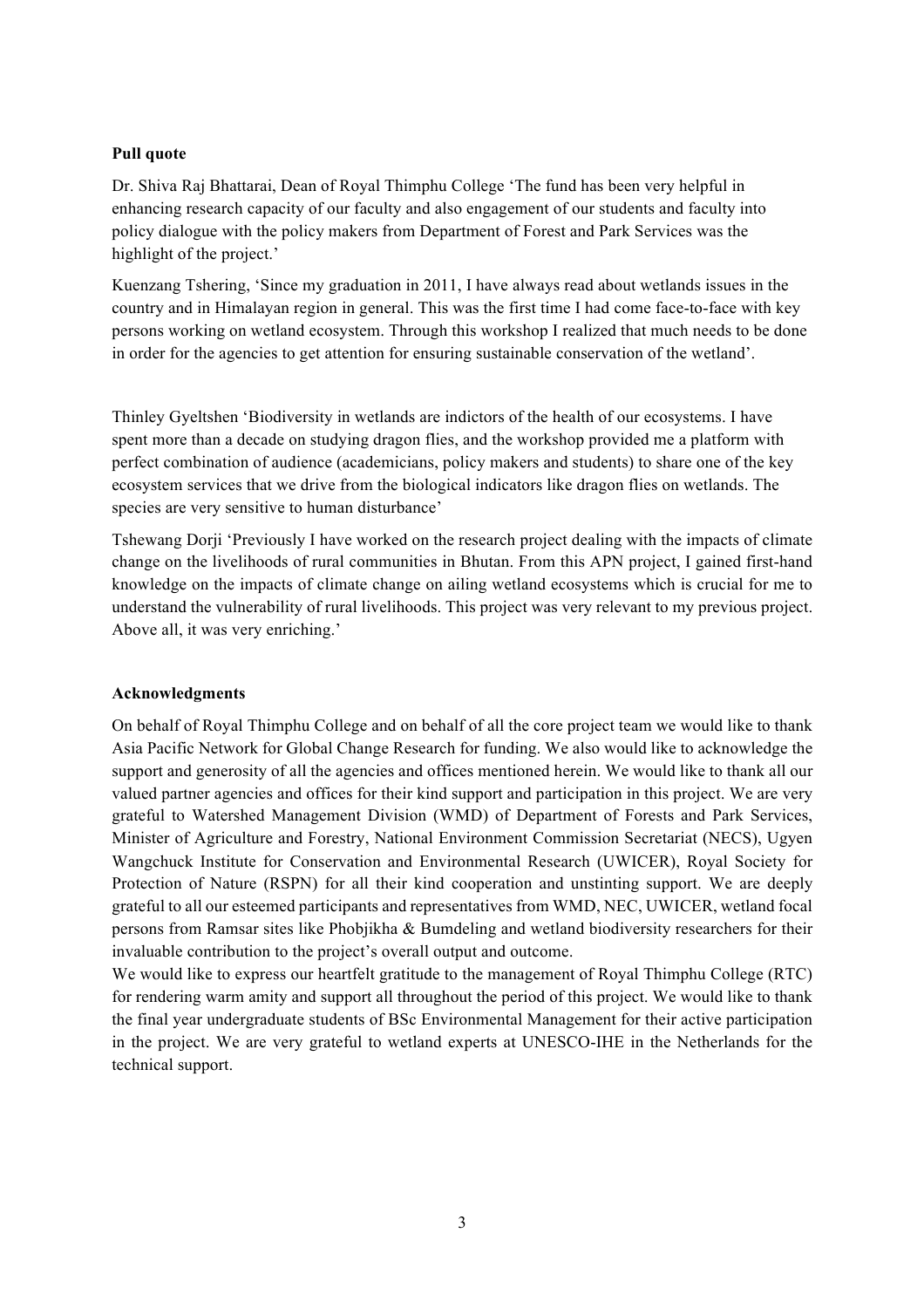**Pull quote**

Dr. Shiva Raj Bhattarai, Dean of Royal Thimphu College 'The fund has been very helpful in enhancing research capacity of our faculty and also engagement of our students and faculty into policy dialogue with the policy makers from Department of Forest and Park Services was the highlight of the project.'

Kuenzang Tshering, 'Since my graduation in 2011, I have always read about wetlands issues in the country and in Himalayan region in general. This was the first time I had come face-to-face with key persons working on wetland ecosystem. Through this workshop I realized that much needs to be done in order for the agencies to get attention for ensuring sustainable conservation of the wetland'.

Thinley Gyeltshen 'Biodiversity in wetlands are indictors of the health of our ecosystems. I have spent more than a decade on studying dragon flies, and the workshop provided me a platform with perfect combination of audience (academicians, policy makers and students) to share one of the key ecosystem services that we drive from the biological indicators like dragon flies on wetlands. The species are very sensitive to human disturbance'

Tshewang Dorji 'Previously I have worked on the research project dealing with the impacts of climate change on the livelihoods of rural communities in Bhutan. From this APN project, I gained first-hand knowledge on the impacts of climate change on ailing wetland ecosystems which is crucial for me to understand the vulnerability of rural livelihoods. This project was very relevant to my previous project. Above all, it was very enriching.'

**Acknowledgments**

On behalf of Royal Thimphu College and on behalf of all the core project team we would like to thank Asia Pacific Network for Global Change Research for funding. We also would like to acknowledge the support and generosity of all the agencies and offices mentioned herein. We would like to thank all our valued partner agencies and offices for their kind support and participation in this project. We are very grateful to Watershed Management Division (WMD) of Department of Forests and Park Services, Minister of Agriculture and Forestry, National Environment Commission Secretariat (NECS), Ugyen Wangchuck Institute for Conservation and Environmental Research (UWICER), Royal Society for Protection of Nature (RSPN) for all their kind cooperation and unstinting support. We are deeply grateful to all our esteemed participants and representatives from WMD, NEC, UWICER, wetland focal persons from Ramsar sites like Phobjikha & Bumdeling and wetland biodiversity researchers for their invaluable contribution to the project's overall output and outcome.

We would like to express our heartfelt gratitude to the management of Royal Thimphu College (RTC) for rendering warm amity and support all throughout the period of this project. We would like to thank the final year undergraduate students of BSc Environmental Management for their active participation in the project. We are very grateful to wetland experts at UNESCO-IHE in the Netherlands for the technical support.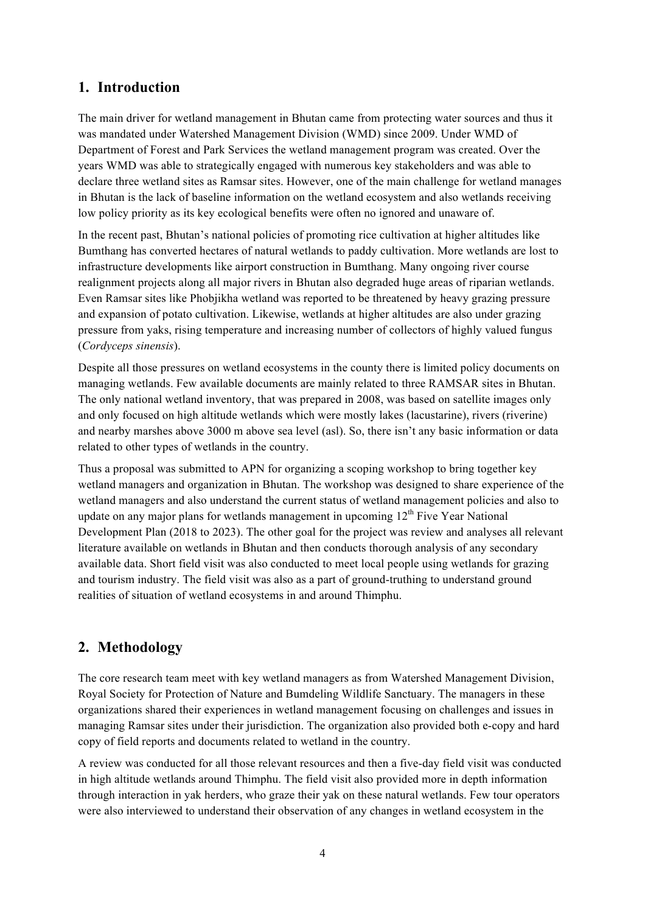## 1. Introduction

The main driver for wetland management in Bhutan came from protecting water sources and thus it was mandated under Watershed Management Division (WMD) since 2009. Under WMD of Department of Forest and Park Services the wetland management program was created. Over the years WMD was able to strategically engaged with numerous key stakeholders and was able to declare three wetland sites as Ramsar sites. However, one of the main challenge for wetland manages in Bhutan is the lack of baseline information on the wetland ecosystem and also wetlands receiving low policy priority as its key ecological benefits were often no ignored and unaware of.

In the recent past, Bhutan's national policies of promoting rice cultivation at higher altitudes like Bumthang has converted hectares of natural wetlands to paddy cultivation. More wetlands are lost to infrastructure developments like airport construction in Bumthang. Many ongoing river course realignment projects along all major rivers in Bhutan also degraded huge areas of riparian wetlands. Even Ramsar sites like Phobjikha wetland was reported to be threatened by heavy grazing pressure and expansion of potato cultivation. Likewise, wetlands at higher altitudes are also under grazing pressure from yaks, rising temperature and increasing number of collectors of highly valued fungus (*Cordyceps sinensis*).

Despite all those pressures on wetland ecosystems in the county there is limited policy documents on managing wetlands. Few available documents are mainly related to three RAMSAR sites in Bhutan. The only national wetland inventory, that was prepared in 2008, was based on satellite images only and only focused on high altitude wetlands which were mostly lakes (lacustarine), rivers (riverine) and nearby marshes above 3000 m above sea level (asl). So, there isn't any basic information or data related to other types of wetlands in the country.

Thus a proposal was submitted to APN for organizing a scoping workshop to bring together key wetland managers and organization in Bhutan. The workshop was designed to share experience of the wetland managers and also understand the current status of wetland management policies and also to update on any major plans for wetlands management in upcoming 12th Five Year National Development Plan (2018 to 2023). The other goal for the project was review and analyses all relevant literature available on wetlands in Bhutan and then conducts thorough analysis of any secondary available data. Short field visit was also conducted to meet local people using wetlands for grazing and tourism industry. The field visit was also as a part of ground-truthing to understand ground realities of situation of wetland ecosystems in and around Thimphu.

## 2. Methodology

The core research team meet with key wetland managers as from Watershed Management Division, Royal Society for Protection of Nature and Bumdeling Wildlife Sanctuary. The managers in these organizations shared their experiences in wetland management focusing on challenges and issues in managing Ramsar sites under their jurisdiction. The organization also provided both e-copy and hard copy of field reports and documents related to wetland in the country.

A review was conducted for all those relevant resources and then a five-day field visit was conducted in high altitude wetlands around Thimphu. The field visit also provided more in depth information through interaction in yak herders, who graze their yak on these natural wetlands. Few tour operators were also interviewed to understand their observation of any changes in wetland ecosystem in the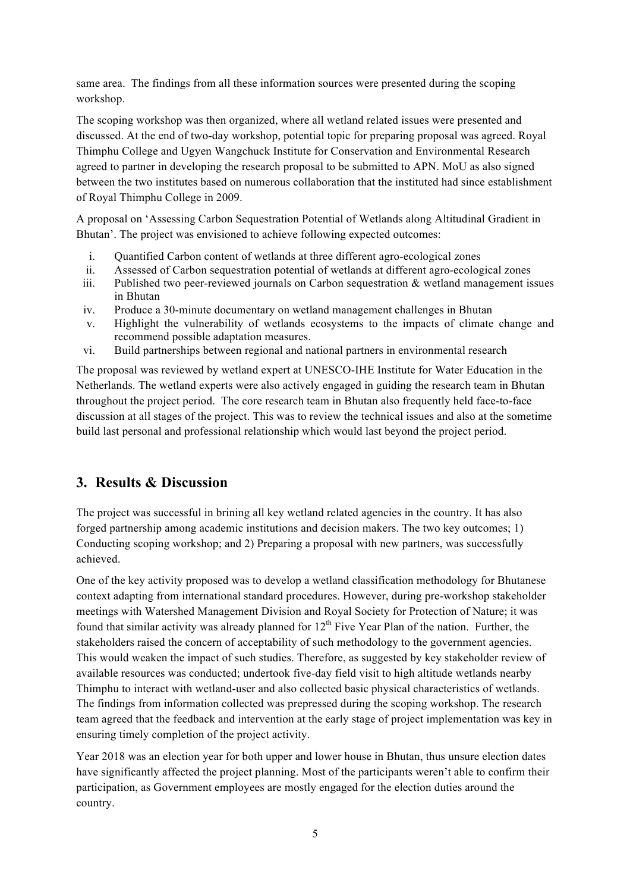same area. The findings from all these information sources were presented during the scoping workshop.

The scoping workshop was then organized, where all wetland related issues were presented and discussed. At the end of two-day workshop, potential topic for preparing proposal was agreed. Royal Thimphu College and Ugyen Wangchuck Institute for Conservation and Environmental Research agreed to partner in developing the research proposal to be submitted to APN. MoU as also signed between the two institutes based on numerous collaboration that the instituted had since establishment of Royal Thimphu College in 2009.

A proposal on 'Assessing Carbon Sequestration Potential of Wetlands along Altitudinal Gradient in Bhutan'. The project was envisioned to achieve following expected outcomes:

i. Quantified Carbon content of wetlands at three different agro-ecological zones
ii. Assessed of Carbon sequestration potential of wetlands at different agro-ecological zones
iii. Published two peer-reviewed journals on Carbon sequestration & wetland management issues in Bhutan
iv. Produce a 30-minute documentary on wetland management challenges in Bhutan
v. Highlight the vulnerability of wetlands ecosystems to the impacts of climate change and recommend possible adaptation measures.
vi. Build partnerships between regional and national partners in environmental research

The proposal was reviewed by wetland expert at UNESCO-IHE Institute for Water Education in the Netherlands. The wetland experts were also actively engaged in guiding the research team in Bhutan throughout the project period. The core research team in Bhutan also frequently held face-to-face discussion at all stages of the project. This was to review the technical issues and also at the sometime build last personal and professional relationship which would last beyond the project period.

## 3. Results & Discussion

The project was successful in brining all key wetland related agencies in the country. It has also forged partnership among academic institutions and decision makers. The two key outcomes; 1) Conducting scoping workshop; and 2) Preparing a proposal with new partners, was successfully achieved.

One of the key activity proposed was to develop a wetland classification methodology for Bhutanese context adapting from international standard procedures. However, during pre-workshop stakeholder meetings with Watershed Management Division and Royal Society for Protection of Nature; it was found that similar activity was already planned for 12th Five Year Plan of the nation. Further, the stakeholders raised the concern of acceptability of such methodology to the government agencies. This would weaken the impact of such studies. Therefore, as suggested by key stakeholder review of available resources was conducted; undertook five-day field visit to high altitude wetlands nearby Thimphu to interact with wetland-user and also collected basic physical characteristics of wetlands. The findings from information collected was prepressed during the scoping workshop. The research team agreed that the feedback and intervention at the early stage of project implementation was key in ensuring timely completion of the project activity.

Year 2018 was an election year for both upper and lower house in Bhutan, thus unsure election dates have significantly affected the project planning. Most of the participants weren't able to confirm their participation, as Government employees are mostly engaged for the election duties around the country.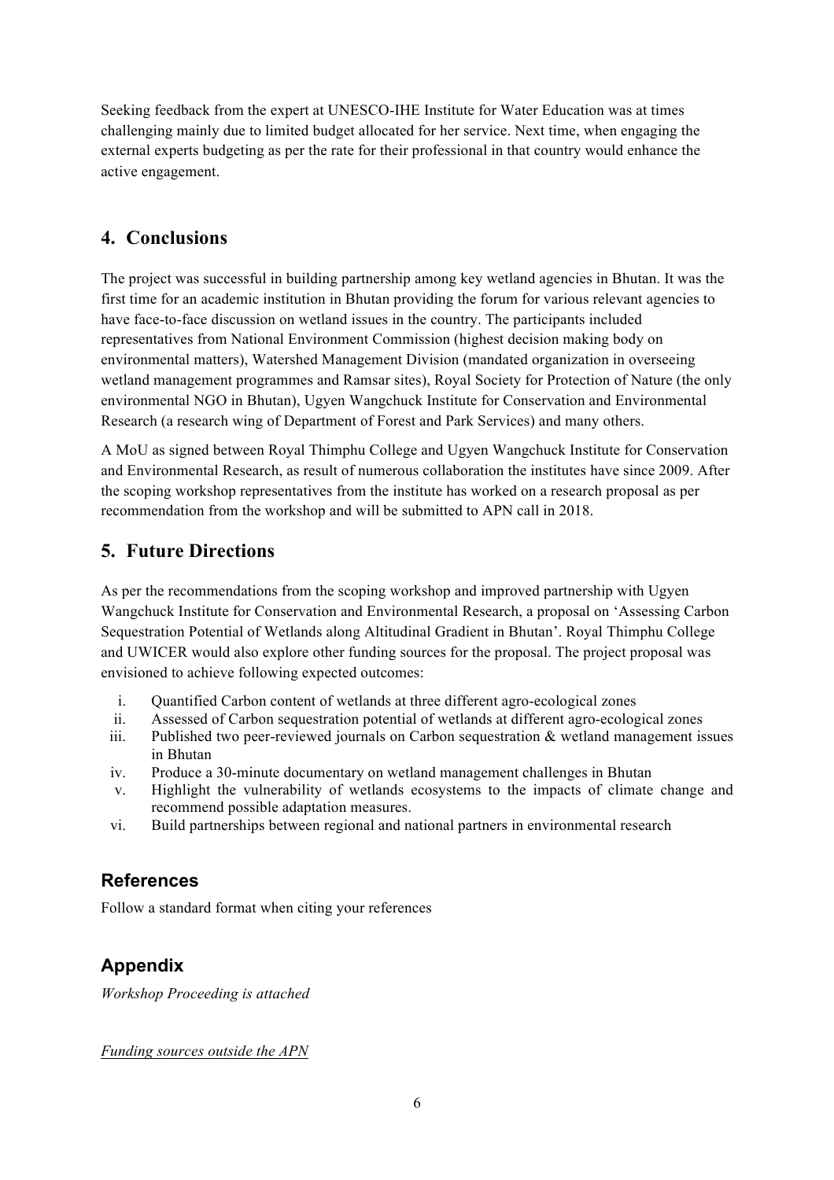Seeking feedback from the expert at UNESCO-IHE Institute for Water Education was at times challenging mainly due to limited budget allocated for her service. Next time, when engaging the external experts budgeting as per the rate for their professional in that country would enhance the active engagement.

## 4. Conclusions

The project was successful in building partnership among key wetland agencies in Bhutan. It was the first time for an academic institution in Bhutan providing the forum for various relevant agencies to have face-to-face discussion on wetland issues in the country. The participants included representatives from National Environment Commission (highest decision making body on environmental matters), Watershed Management Division (mandated organization in overseeing wetland management programmes and Ramsar sites), Royal Society for Protection of Nature (the only environmental NGO in Bhutan), Ugyen Wangchuck Institute for Conservation and Environmental Research (a research wing of Department of Forest and Park Services) and many others.

A MoU as signed between Royal Thimphu College and Ugyen Wangchuck Institute for Conservation and Environmental Research, as result of numerous collaboration the institutes have since 2009. After the scoping workshop representatives from the institute has worked on a research proposal as per recommendation from the workshop and will be submitted to APN call in 2018.

## 5. Future Directions

As per the recommendations from the scoping workshop and improved partnership with Ugyen Wangchuck Institute for Conservation and Environmental Research, a proposal on 'Assessing Carbon Sequestration Potential of Wetlands along Altitudinal Gradient in Bhutan'. Royal Thimphu College and UWICER would also explore other funding sources for the proposal. The project proposal was envisioned to achieve following expected outcomes:

i. Quantified Carbon content of wetlands at three different agro-ecological zones
ii. Assessed of Carbon sequestration potential of wetlands at different agro-ecological zones
iii. Published two peer-reviewed journals on Carbon sequestration & wetland management issues in Bhutan
iv. Produce a 30-minute documentary on wetland management challenges in Bhutan
v. Highlight the vulnerability of wetlands ecosystems to the impacts of climate change and recommend possible adaptation measures.
vi. Build partnerships between regional and national partners in environmental research

## References

Follow a standard format when citing your references

## Appendix

*Workshop Proceeding is attached*

*Funding sources outside the APN*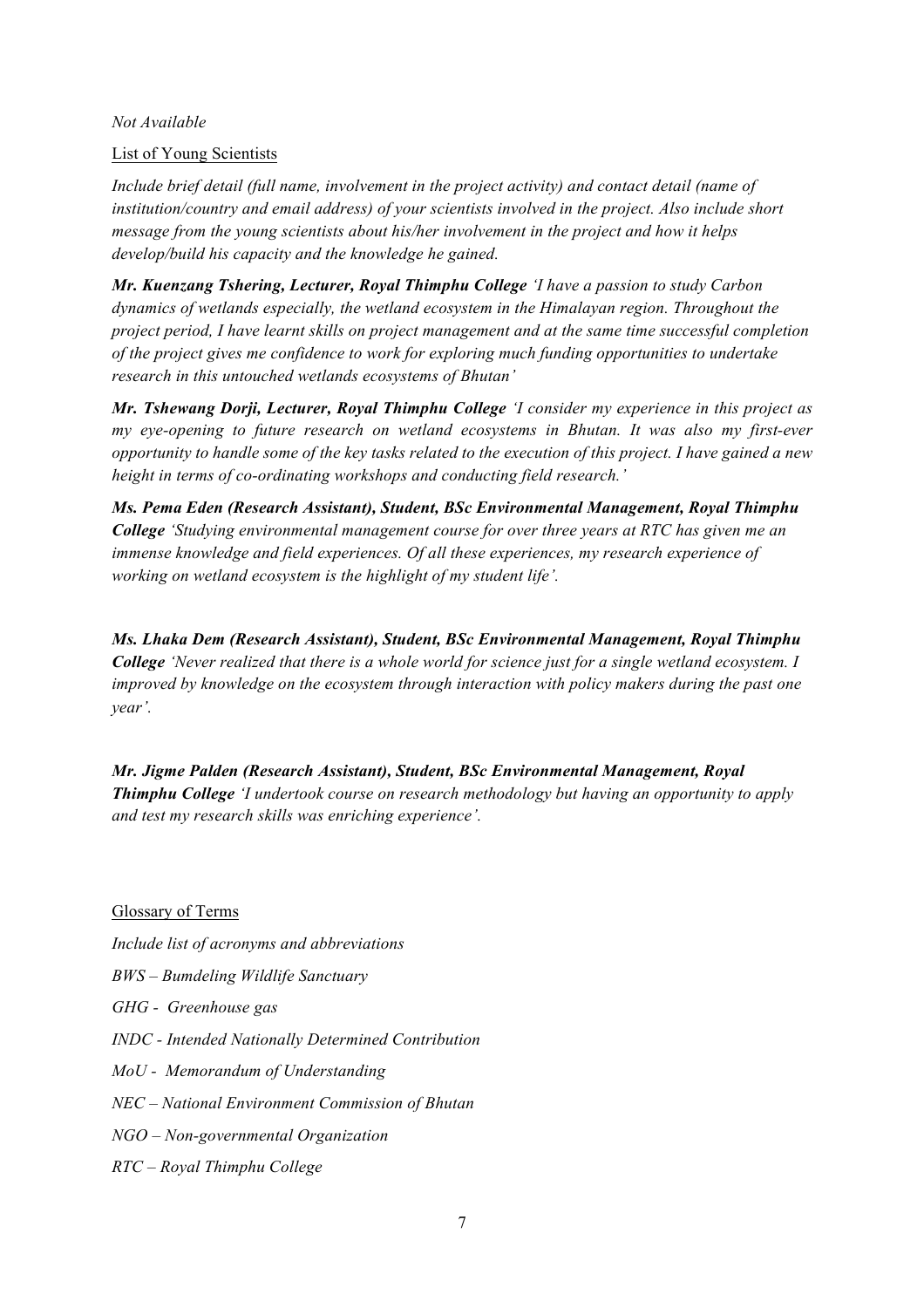*Not Available*

List of Young Scientists

*Include brief detail (full name, involvement in the project activity) and contact detail (name of institution/country and email address) of your scientists involved in the project. Also include short message from the young scientists about his/her involvement in the project and how it helps develop/build his capacity and the knowledge he gained.*

***Mr. Kuenzang Tshering, Lecturer, Royal Thimphu College*** *'I have a passion to study Carbon dynamics of wetlands especially, the wetland ecosystem in the Himalayan region. Throughout the project period, I have learnt skills on project management and at the same time successful completion of the project gives me confidence to work for exploring much funding opportunities to undertake research in this untouched wetlands ecosystems of Bhutan'*

***Mr. Tshewang Dorji, Lecturer, Royal Thimphu College*** *'I consider my experience in this project as my eye-opening to future research on wetland ecosystems in Bhutan. It was also my first-ever opportunity to handle some of the key tasks related to the execution of this project. I have gained a new height in terms of co-ordinating workshops and conducting field research.'*

***Ms. Pema Eden (Research Assistant), Student, BSc Environmental Management, Royal Thimphu College*** *'Studying environmental management course for over three years at RTC has given me an immense knowledge and field experiences. Of all these experiences, my research experience of working on wetland ecosystem is the highlight of my student life'.*

***Ms. Lhaka Dem (Research Assistant), Student, BSc Environmental Management, Royal Thimphu College*** *'Never realized that there is a whole world for science just for a single wetland ecosystem. I improved by knowledge on the ecosystem through interaction with policy makers during the past one year'.*

***Mr. Jigme Palden (Research Assistant), Student, BSc Environmental Management, Royal Thimphu College*** *'I undertook course on research methodology but having an opportunity to apply and test my research skills was enriching experience'.*

Glossary of Terms

*Include list of acronyms and abbreviations*

*BWS – Bumdeling Wildlife Sanctuary*

*GHG - Greenhouse gas*

*INDC - Intended Nationally Determined Contribution*

*MoU - Memorandum of Understanding*

*NEC – National Environment Commission of Bhutan*

*NGO – Non-governmental Organization*

*RTC – Royal Thimphu College*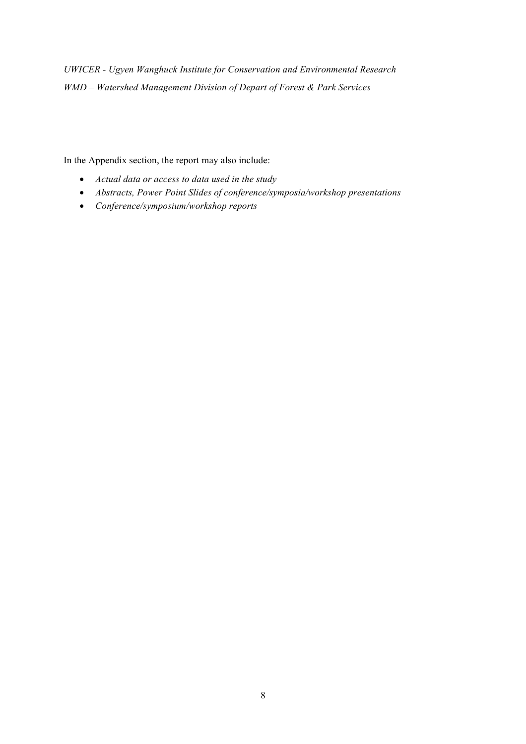*UWICER - Ugyen Wanghuck Institute for Conservation and Environmental Research*

*WMD – Watershed Management Division of Depart of Forest & Park Services*

In the Appendix section, the report may also include:

- *Actual data or access to data used in the study*
- *Abstracts, Power Point Slides of conference/symposia/workshop presentations*
- *Conference/symposium/workshop reports*